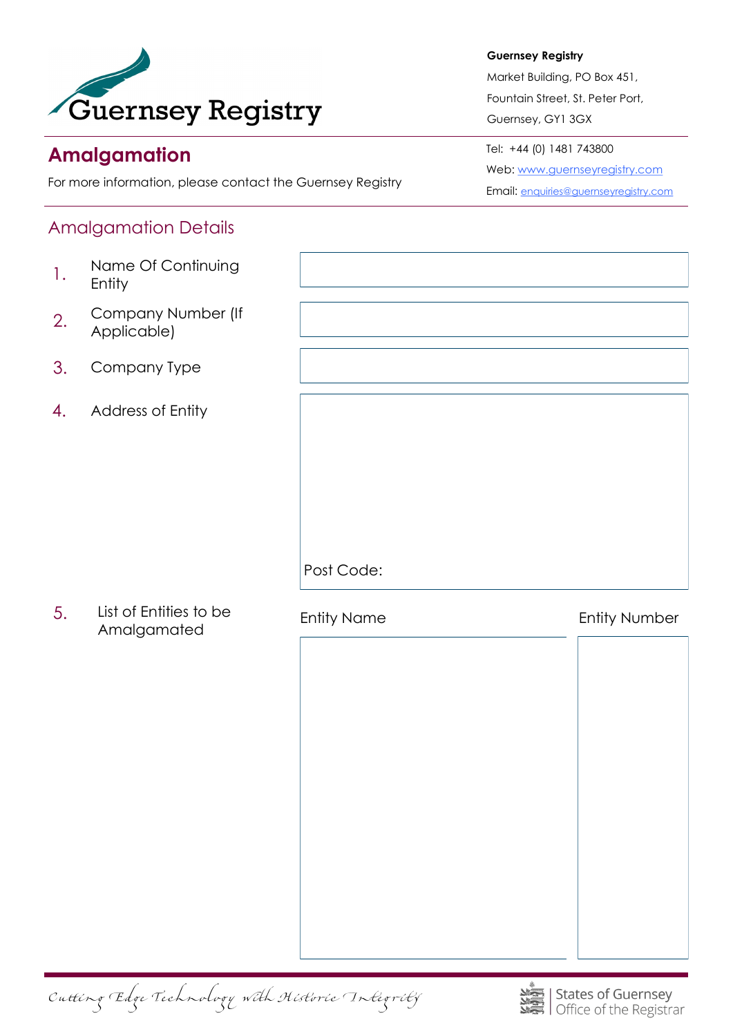Guernsey Registry

**Guernsey Registry**
Market Building, PO Box 451,
Fountain Street, St. Peter Port,
Guernsey, GY1 3GX

Tel: +44 (0) 1481 743800
Web: www.guernseyregistry.com
Email: enquiries@guernseyregistry.com

# Amalgamation

For more information, please contact the Guernsey Registry

## Amalgamation Details

1. Name Of Continuing Entity

2. Company Number (If Applicable)

3. Company Type

4. Address of Entity

   Post Code:

5. List of Entities to be Amalgamated

| Entity Name | Entity Number |
| --- | --- |
| | |

*Cutting Edge Technology with Historic Integrity*

States of Guernsey | Office of the Registrar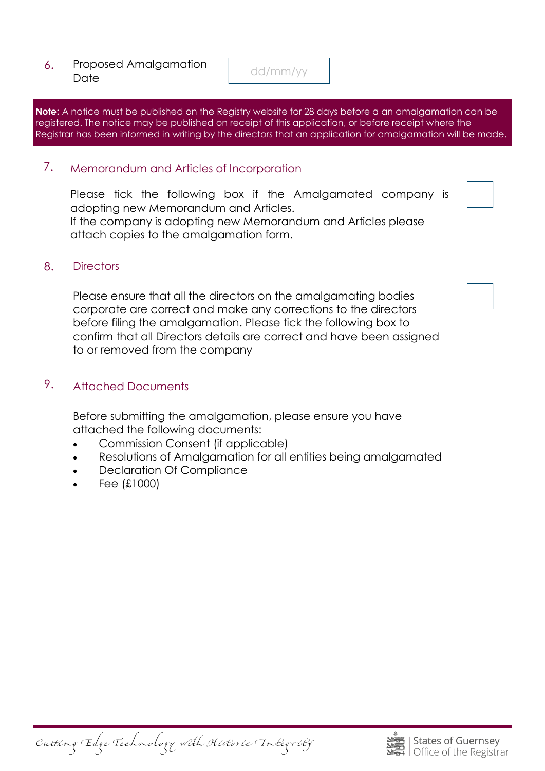6. Proposed Amalgamation Date

dd/mm/yy

**Note:** A notice must be published on the Registry website for 28 days before a an amalgamation can be registered. The notice may be published on receipt of this application, or before receipt where the Registrar has been informed in writing by the directors that an application for amalgamation will be made.

## 7. Memorandum and Articles of Incorporation

Please tick the following box if the Amalgamated company is adopting new Memorandum and Articles. ☐

If the company is adopting new Memorandum and Articles please attach copies to the amalgamation form.

## 8. Directors

Please ensure that all the directors on the amalgamating bodies corporate are correct and make any corrections to the directors before filing the amalgamation. Please tick the following box to confirm that all Directors details are correct and have been assigned to or removed from the company ☐

## 9. Attached Documents

Before submitting the amalgamation, please ensure you have attached the following documents:

- Commission Consent (if applicable)
- Resolutions of Amalgamation for all entities being amalgamated
- Declaration Of Compliance
- Fee (£1000)